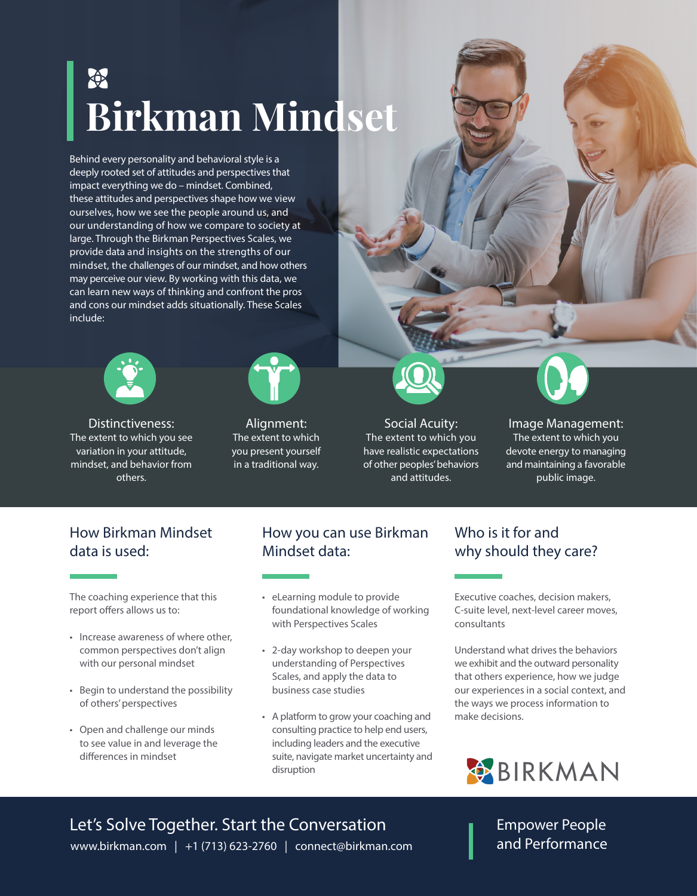# Birkman Mindset

Behind every personality and behavioral style is a deeply rooted set of attitudes and perspectives that impact everything we do – mindset. Combined, these attitudes and perspectives shape how we view ourselves, how we see the people around us, and our understanding of how we compare to society at large. Through the Birkman Perspectives Scales, we provide data and insights on the strengths of our mindset, the challenges of our mindset, and how others may perceive our view. By working with this data, we can learn new ways of thinking and confront the pros and cons our mindset adds situationally. These Scales include:

**Distinctiveness:** The extent to which you see variation in your attitude, mindset, and behavior from others.

**Alignment:** The extent to which you present yourself in a traditional way.

**Social Acuity:** The extent to which you have realistic expectations of other peoples' behaviors and attitudes.

**Image Management:** The extent to which you devote energy to managing and maintaining a favorable public image.

## How Birkman Mindset data is used:

The coaching experience that this report offers allows us to:

- Increase awareness of where other, common perspectives don't align with our personal mindset
- Begin to understand the possibility of others' perspectives
- Open and challenge our minds to see value in and leverage the differences in mindset

## How you can use Birkman Mindset data:

- eLearning module to provide foundational knowledge of working with Perspectives Scales
- 2-day workshop to deepen your understanding of Perspectives Scales, and apply the data to business case studies
- A platform to grow your coaching and consulting practice to help end users, including leaders and the executive suite, navigate market uncertainty and disruption

## Who is it for and why should they care?

Executive coaches, decision makers, C-suite level, next-level career moves, consultants

Understand what drives the behaviors we exhibit and the outward personality that others experience, how we judge our experiences in a social context, and the ways we process information to make decisions.

BIRKMAN

Let's Solve Together. Start the Conversation

www.birkman.com | +1 (713) 623-2760 | connect@birkman.com

Empower People and Performance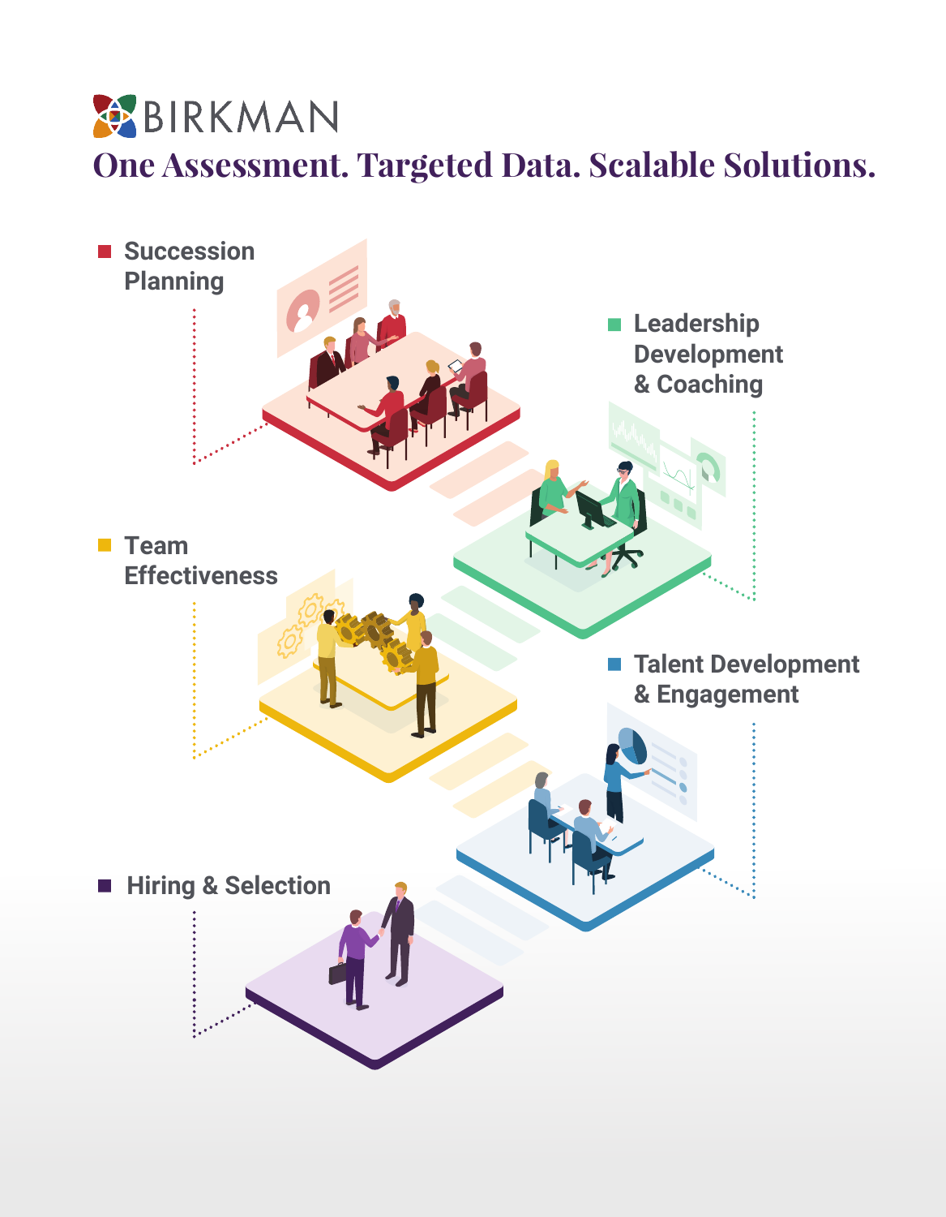BIRKMAN

# One Assessment. Targeted Data. Scalable Solutions.

- Succession Planning
- Leadership Development & Coaching
- Team Effectiveness
- Talent Development & Engagement
- Hiring & Selection